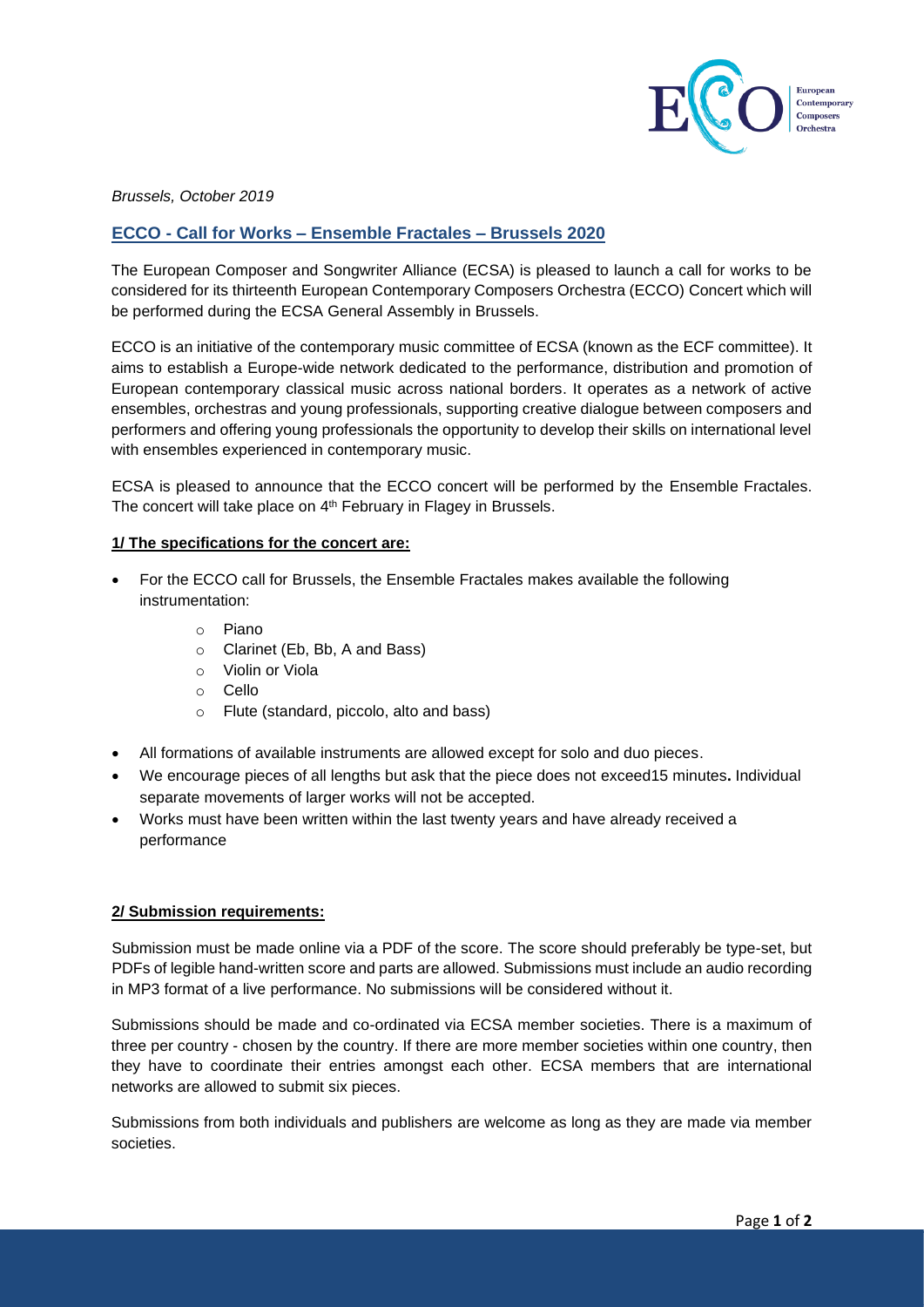*Brussels, October 2019*

## ECCO - Call for Works – Ensemble Fractales – Brussels 2020

The European Composer and Songwriter Alliance (ECSA) is pleased to launch a call for works to be considered for its thirteenth European Contemporary Composers Orchestra (ECCO) Concert which will be performed during the ECSA General Assembly in Brussels.

ECCO is an initiative of the contemporary music committee of ECSA (known as the ECF committee). It aims to establish a Europe-wide network dedicated to the performance, distribution and promotion of European contemporary classical music across national borders. It operates as a network of active ensembles, orchestras and young professionals, supporting creative dialogue between composers and performers and offering young professionals the opportunity to develop their skills on international level with ensembles experienced in contemporary music.

ECSA is pleased to announce that the ECCO concert will be performed by the Ensemble Fractales. The concert will take place on 4th February in Flagey in Brussels.

### 1/ The specifications for the concert are:

- For the ECCO call for Brussels, the Ensemble Fractales makes available the following instrumentation:
  - Piano
  - Clarinet (Eb, Bb, A and Bass)
  - Violin or Viola
  - Cello
  - Flute (standard, piccolo, alto and bass)
- All formations of available instruments are allowed except for solo and duo pieces.
- We encourage pieces of all lengths but ask that the piece does not exceed15 minutes**.** Individual separate movements of larger works will not be accepted.
- Works must have been written within the last twenty years and have already received a performance

### 2/ Submission requirements:

Submission must be made online via a PDF of the score. The score should preferably be type-set, but PDFs of legible hand-written score and parts are allowed. Submissions must include an audio recording in MP3 format of a live performance. No submissions will be considered without it.

Submissions should be made and co-ordinated via ECSA member societies. There is a maximum of three per country - chosen by the country. If there are more member societies within one country, then they have to coordinate their entries amongst each other. ECSA members that are international networks are allowed to submit six pieces.

Submissions from both individuals and publishers are welcome as long as they are made via member societies.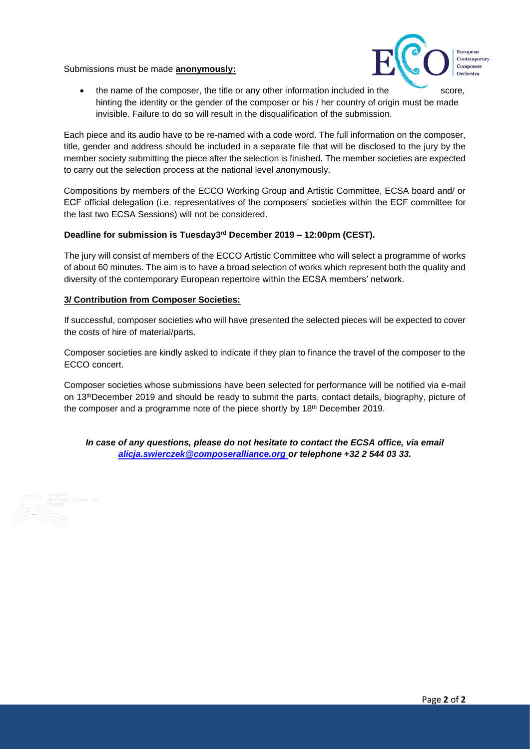Submissions must be made **anonymously:**

- the name of the composer, the title or any other information included in the score, hinting the identity or the gender of the composer or his / her country of origin must be made invisible. Failure to do so will result in the disqualification of the submission.

Each piece and its audio have to be re-named with a code word. The full information on the composer, title, gender and address should be included in a separate file that will be disclosed to the jury by the member society submitting the piece after the selection is finished. The member societies are expected to carry out the selection process at the national level anonymously.

Compositions by members of the ECCO Working Group and Artistic Committee, ECSA board and/ or ECF official delegation (i.e. representatives of the composers' societies within the ECF committee for the last two ECSA Sessions) will not be considered.

**Deadline for submission is Tuesday3rd December 2019 – 12:00pm (CEST).**

The jury will consist of members of the ECCO Artistic Committee who will select a programme of works of about 60 minutes. The aim is to have a broad selection of works which represent both the quality and diversity of the contemporary European repertoire within the ECSA members' network.

**3/ Contribution from Composer Societies:**

If successful, composer societies who will have presented the selected pieces will be expected to cover the costs of hire of material/parts.

Composer societies are kindly asked to indicate if they plan to finance the travel of the composer to the ECCO concert.

Composer societies whose submissions have been selected for performance will be notified via e-mail on 13thDecember 2019 and should be ready to submit the parts, contact details, biography, picture of the composer and a programme note of the piece shortly by 18th December 2019.

***In case of any questions, please do not hesitate to contact the ECSA office, via email alicja.swierczek@composeralliance.org or telephone +32 2 544 03 33.***